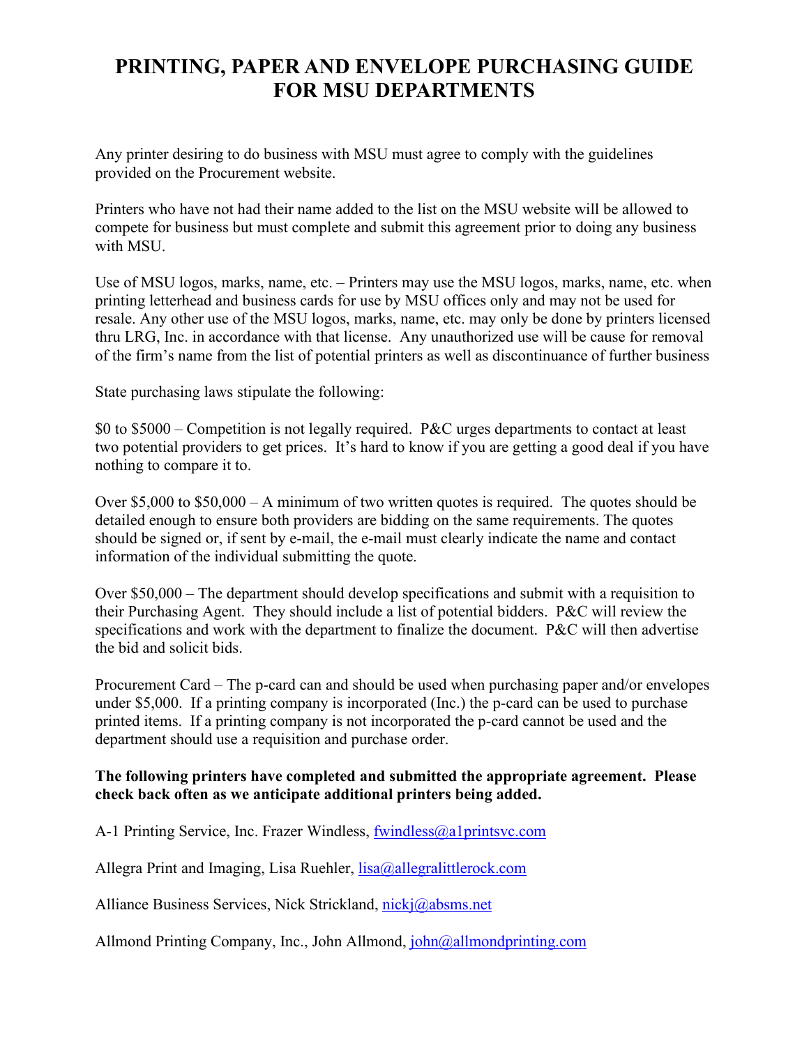# PRINTING, PAPER AND ENVELOPE PURCHASING GUIDE FOR MSU DEPARTMENTS

Any printer desiring to do business with MSU must agree to comply with the guidelines provided on the Procurement website.

Printers who have not had their name added to the list on the MSU website will be allowed to compete for business but must complete and submit this agreement prior to doing any business with MSU.

Use of MSU logos, marks, name, etc. – Printers may use the MSU logos, marks, name, etc. when printing letterhead and business cards for use by MSU offices only and may not be used for resale. Any other use of the MSU logos, marks, name, etc. may only be done by printers licensed thru LRG, Inc. in accordance with that license. Any unauthorized use will be cause for removal of the firm's name from the list of potential printers as well as discontinuance of further business

State purchasing laws stipulate the following:

$0 to $5000 – Competition is not legally required. P&C urges departments to contact at least two potential providers to get prices. It's hard to know if you are getting a good deal if you have nothing to compare it to.

Over $5,000 to $50,000 – A minimum of two written quotes is required. The quotes should be detailed enough to ensure both providers are bidding on the same requirements. The quotes should be signed or, if sent by e-mail, the e-mail must clearly indicate the name and contact information of the individual submitting the quote.

Over $50,000 – The department should develop specifications and submit with a requisition to their Purchasing Agent. They should include a list of potential bidders. P&C will review the specifications and work with the department to finalize the document. P&C will then advertise the bid and solicit bids.

Procurement Card – The p-card can and should be used when purchasing paper and/or envelopes under $5,000. If a printing company is incorporated (Inc.) the p-card can be used to purchase printed items. If a printing company is not incorporated the p-card cannot be used and the department should use a requisition and purchase order.

**The following printers have completed and submitted the appropriate agreement. Please check back often as we anticipate additional printers being added.**

A-1 Printing Service, Inc. Frazer Windless, fwindless@a1printsvc.com

Allegra Print and Imaging, Lisa Ruehler, lisa@allegralittlerock.com

Alliance Business Services, Nick Strickland, nickj@absms.net

Allmond Printing Company, Inc., John Allmond, john@allmondprinting.com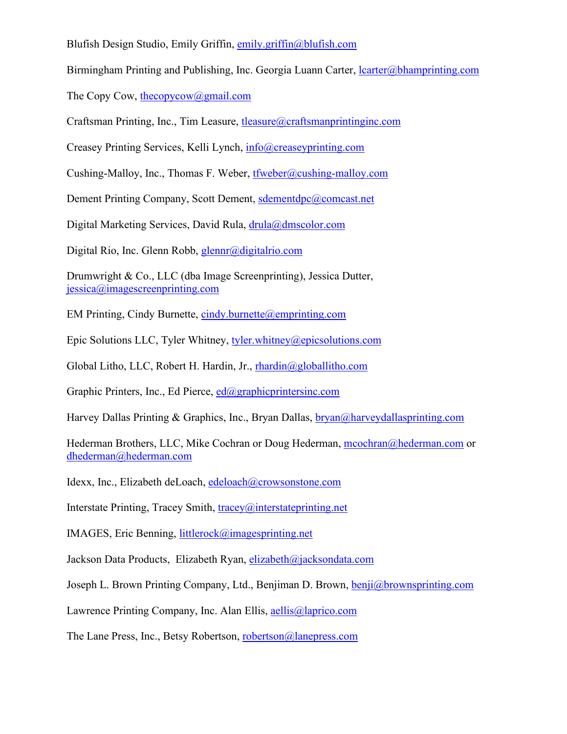Blufish Design Studio, Emily Griffin, emily.griffin@blufish.com

Birmingham Printing and Publishing, Inc. Georgia Luann Carter, lcarter@bhamprinting.com

The Copy Cow, thecopycow@gmail.com

Craftsman Printing, Inc., Tim Leasure, tleasure@craftsmanprintinginc.com

Creasey Printing Services, Kelli Lynch, info@creaseyprinting.com

Cushing-Malloy, Inc., Thomas F. Weber, tfweber@cushing-malloy.com

Dement Printing Company, Scott Dement, sdementdpc@comcast.net

Digital Marketing Services, David Rula, drula@dmscolor.com

Digital Rio, Inc. Glenn Robb, glennr@digitalrio.com

Drumwright & Co., LLC (dba Image Screenprinting), Jessica Dutter, jessica@imagescreenprinting.com

EM Printing, Cindy Burnette, cindy.burnette@emprinting.com

Epic Solutions LLC, Tyler Whitney, tyler.whitney@epicsolutions.com

Global Litho, LLC, Robert H. Hardin, Jr., rhardin@globallitho.com

Graphic Printers, Inc., Ed Pierce, ed@graphicprintersinc.com

Harvey Dallas Printing & Graphics, Inc., Bryan Dallas, bryan@harveydallasprinting.com

Hederman Brothers, LLC, Mike Cochran or Doug Hederman, mcochran@hederman.com or dhederman@hederman.com

Idexx, Inc., Elizabeth deLoach, edeloach@crowsonstone.com

Interstate Printing, Tracey Smith, tracey@interstateprinting.net

IMAGES, Eric Benning, littlerock@imagesprinting.net

Jackson Data Products, Elizabeth Ryan, elizabeth@jacksondata.com

Joseph L. Brown Printing Company, Ltd., Benjiman D. Brown, benji@brownsprinting.com

Lawrence Printing Company, Inc. Alan Ellis, aellis@laprico.com

The Lane Press, Inc., Betsy Robertson, robertson@lanepress.com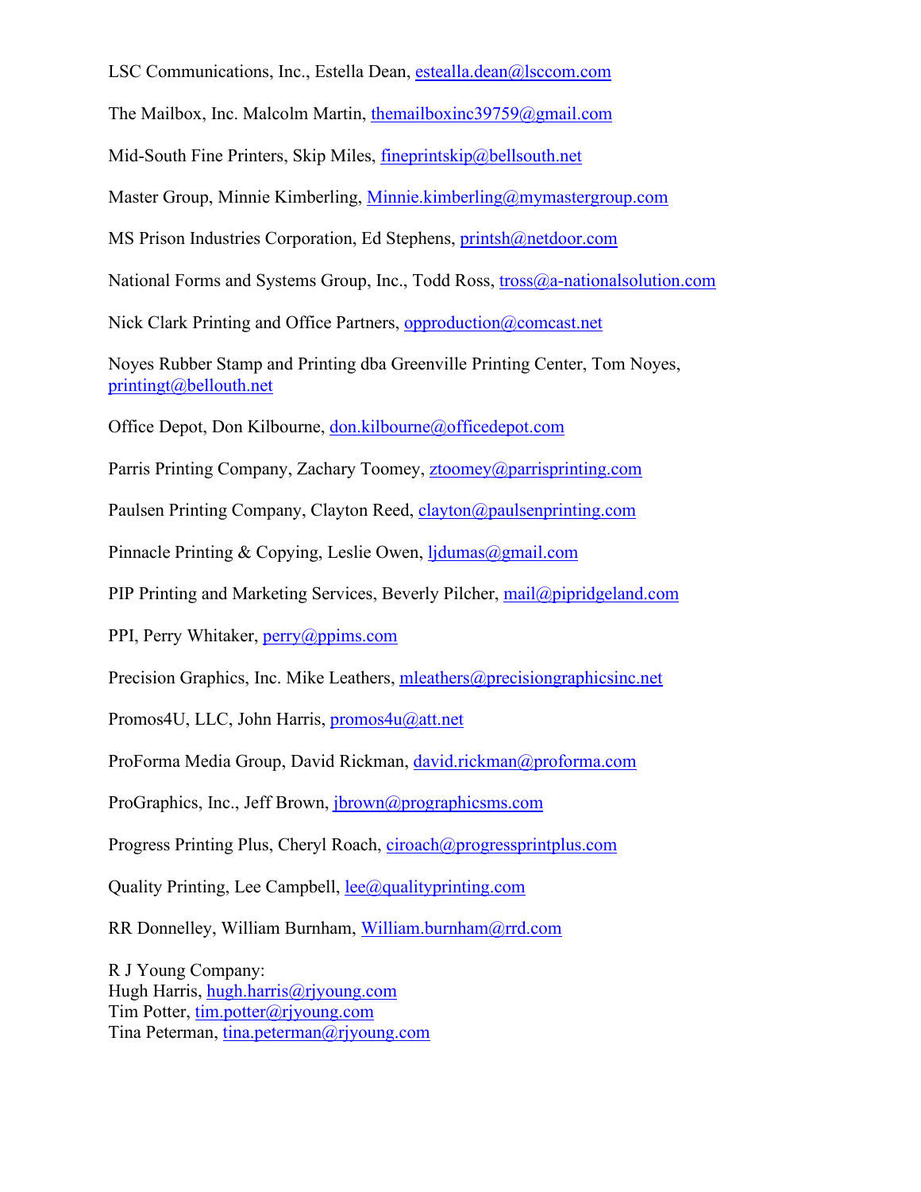LSC Communications, Inc., Estella Dean, estealla.dean@lsccom.com

The Mailbox, Inc. Malcolm Martin, themailboxinc39759@gmail.com

Mid-South Fine Printers, Skip Miles, fineprintskip@bellsouth.net

Master Group, Minnie Kimberling, Minnie.kimberling@mymastergroup.com

MS Prison Industries Corporation, Ed Stephens, printsh@netdoor.com

National Forms and Systems Group, Inc., Todd Ross, tross@a-nationalsolution.com

Nick Clark Printing and Office Partners, opproduction@comcast.net

Noyes Rubber Stamp and Printing dba Greenville Printing Center, Tom Noyes, printingt@bellouth.net

Office Depot, Don Kilbourne, don.kilbourne@officedepot.com

Parris Printing Company, Zachary Toomey, ztoomey@parrisprinting.com

Paulsen Printing Company, Clayton Reed, clayton@paulsenprinting.com

Pinnacle Printing & Copying, Leslie Owen, ljdumas@gmail.com

PIP Printing and Marketing Services, Beverly Pilcher, mail@pipridgeland.com

PPI, Perry Whitaker, perry@ppims.com

Precision Graphics, Inc. Mike Leathers, mleathers@precisiongraphicsinc.net

Promos4U, LLC, John Harris, promos4u@att.net

ProForma Media Group, David Rickman, david.rickman@proforma.com

ProGraphics, Inc., Jeff Brown, jbrown@prographicsms.com

Progress Printing Plus, Cheryl Roach, ciroach@progressprintplus.com

Quality Printing, Lee Campbell, lee@qualityprinting.com

RR Donnelley, William Burnham, William.burnham@rrd.com

R J Young Company:
Hugh Harris, hugh.harris@rjyoung.com
Tim Potter, tim.potter@rjyoung.com
Tina Peterman, tina.peterman@rjyoung.com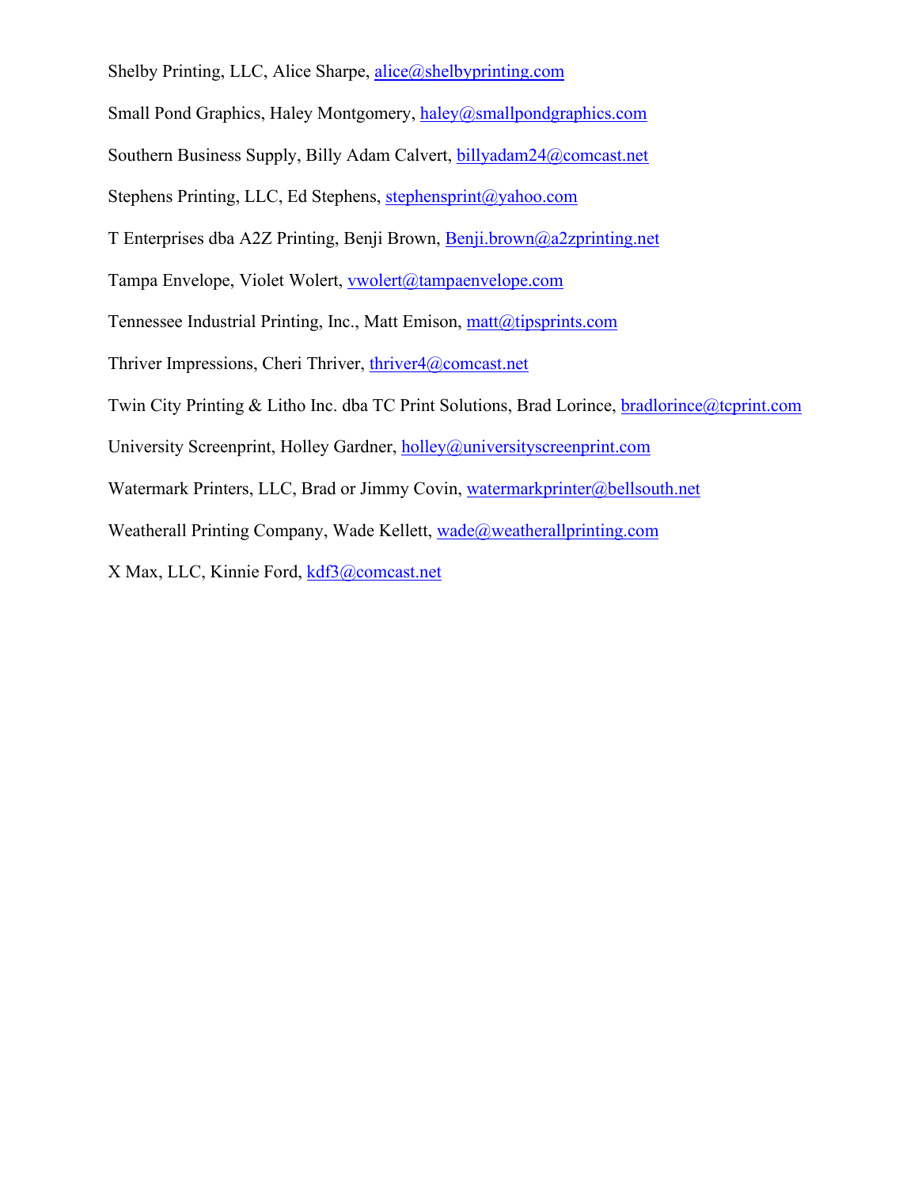Shelby Printing, LLC, Alice Sharpe, alice@shelbyprinting.com

Small Pond Graphics, Haley Montgomery, haley@smallpondgraphics.com

Southern Business Supply, Billy Adam Calvert, billyadam24@comcast.net

Stephens Printing, LLC, Ed Stephens, stephensprint@yahoo.com

T Enterprises dba A2Z Printing, Benji Brown, Benji.brown@a2zprinting.net

Tampa Envelope, Violet Wolert, vwolert@tampaenvelope.com

Tennessee Industrial Printing, Inc., Matt Emison, matt@tipsprints.com

Thriver Impressions, Cheri Thriver, thriver4@comcast.net

Twin City Printing & Litho Inc. dba TC Print Solutions, Brad Lorince, bradlorince@tcprint.com

University Screenprint, Holley Gardner, holley@universityscreenprint.com

Watermark Printers, LLC, Brad or Jimmy Covin, watermarkprinter@bellsouth.net

Weatherall Printing Company, Wade Kellett, wade@weatherallprinting.com

X Max, LLC, Kinnie Ford, kdf3@comcast.net